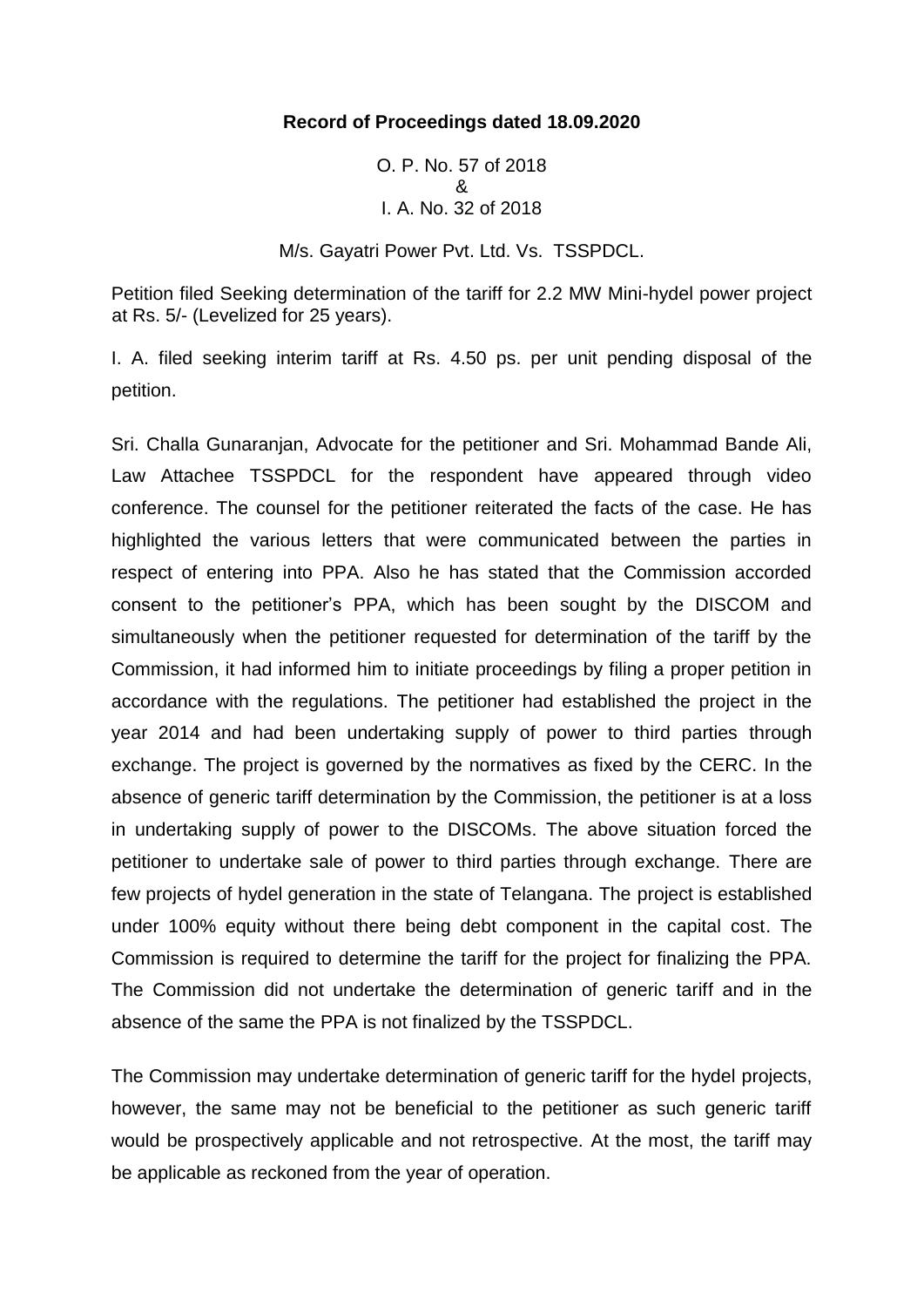**Record of Proceedings dated 18.09.2020**

O. P. No. 57 of 2018
&
I. A. No. 32 of 2018

M/s. Gayatri Power Pvt. Ltd. Vs. TSSPDCL.

Petition filed Seeking determination of the tariff for 2.2 MW Mini-hydel power project at Rs. 5/- (Levelized for 25 years).

I. A. filed seeking interim tariff at Rs. 4.50 ps. per unit pending disposal of the petition.

Sri. Challa Gunaranjan, Advocate for the petitioner and Sri. Mohammad Bande Ali, Law Attachee TSSPDCL for the respondent have appeared through video conference. The counsel for the petitioner reiterated the facts of the case. He has highlighted the various letters that were communicated between the parties in respect of entering into PPA. Also he has stated that the Commission accorded consent to the petitioner's PPA, which has been sought by the DISCOM and simultaneously when the petitioner requested for determination of the tariff by the Commission, it had informed him to initiate proceedings by filing a proper petition in accordance with the regulations. The petitioner had established the project in the year 2014 and had been undertaking supply of power to third parties through exchange. The project is governed by the normatives as fixed by the CERC. In the absence of generic tariff determination by the Commission, the petitioner is at a loss in undertaking supply of power to the DISCOMs. The above situation forced the petitioner to undertake sale of power to third parties through exchange. There are few projects of hydel generation in the state of Telangana. The project is established under 100% equity without there being debt component in the capital cost. The Commission is required to determine the tariff for the project for finalizing the PPA. The Commission did not undertake the determination of generic tariff and in the absence of the same the PPA is not finalized by the TSSPDCL.

The Commission may undertake determination of generic tariff for the hydel projects, however, the same may not be beneficial to the petitioner as such generic tariff would be prospectively applicable and not retrospective. At the most, the tariff may be applicable as reckoned from the year of operation.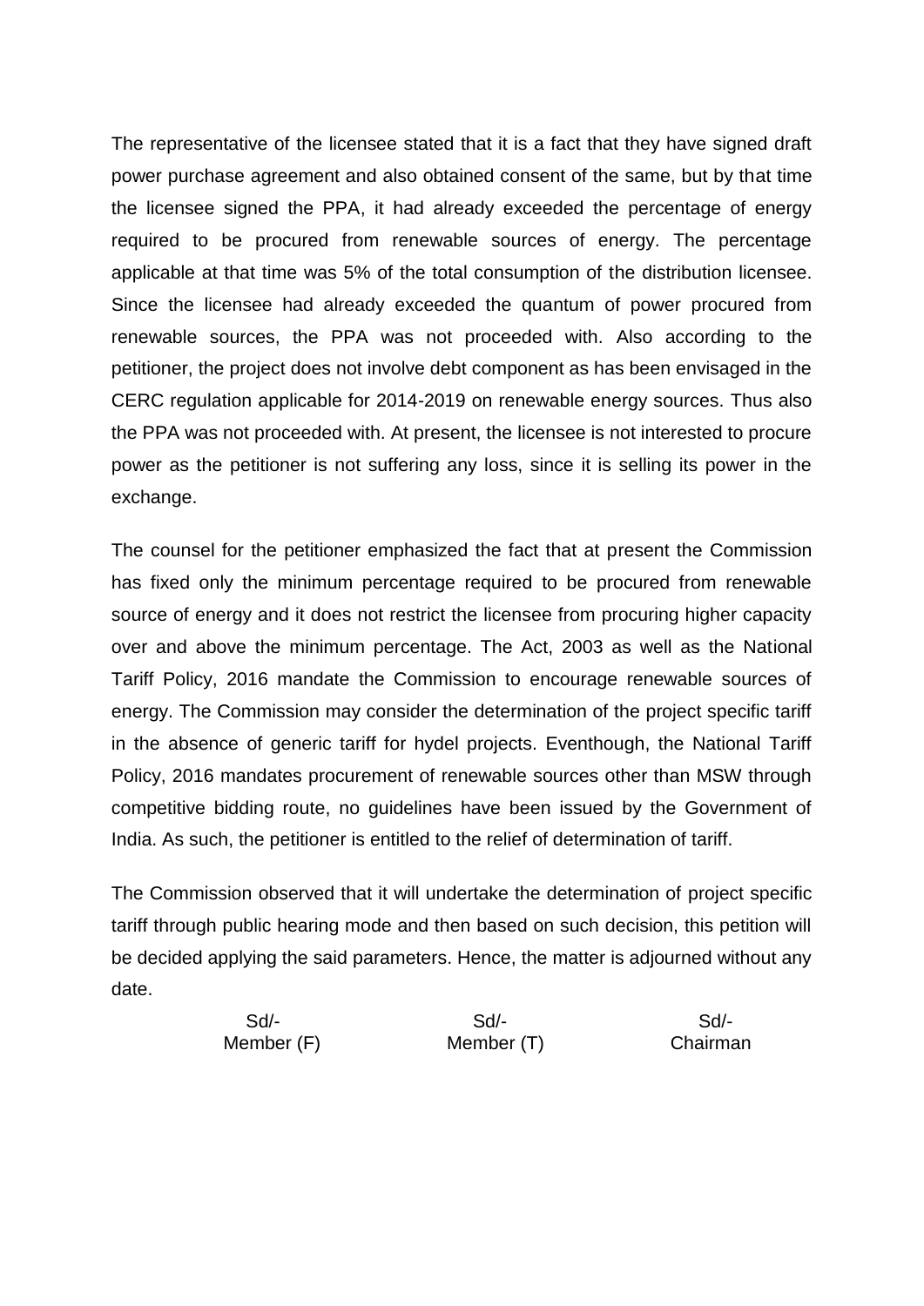The representative of the licensee stated that it is a fact that they have signed draft power purchase agreement and also obtained consent of the same, but by that time the licensee signed the PPA, it had already exceeded the percentage of energy required to be procured from renewable sources of energy. The percentage applicable at that time was 5% of the total consumption of the distribution licensee. Since the licensee had already exceeded the quantum of power procured from renewable sources, the PPA was not proceeded with. Also according to the petitioner, the project does not involve debt component as has been envisaged in the CERC regulation applicable for 2014-2019 on renewable energy sources. Thus also the PPA was not proceeded with. At present, the licensee is not interested to procure power as the petitioner is not suffering any loss, since it is selling its power in the exchange.

The counsel for the petitioner emphasized the fact that at present the Commission has fixed only the minimum percentage required to be procured from renewable source of energy and it does not restrict the licensee from procuring higher capacity over and above the minimum percentage. The Act, 2003 as well as the National Tariff Policy, 2016 mandate the Commission to encourage renewable sources of energy. The Commission may consider the determination of the project specific tariff in the absence of generic tariff for hydel projects. Eventhough, the National Tariff Policy, 2016 mandates procurement of renewable sources other than MSW through competitive bidding route, no guidelines have been issued by the Government of India. As such, the petitioner is entitled to the relief of determination of tariff.

The Commission observed that it will undertake the determination of project specific tariff through public hearing mode and then based on such decision, this petition will be decided applying the said parameters. Hence, the matter is adjourned without any date.

| Sd/- | Sd/- | Sd/- |
|---|---|---|
| Member (F) | Member (T) | Chairman |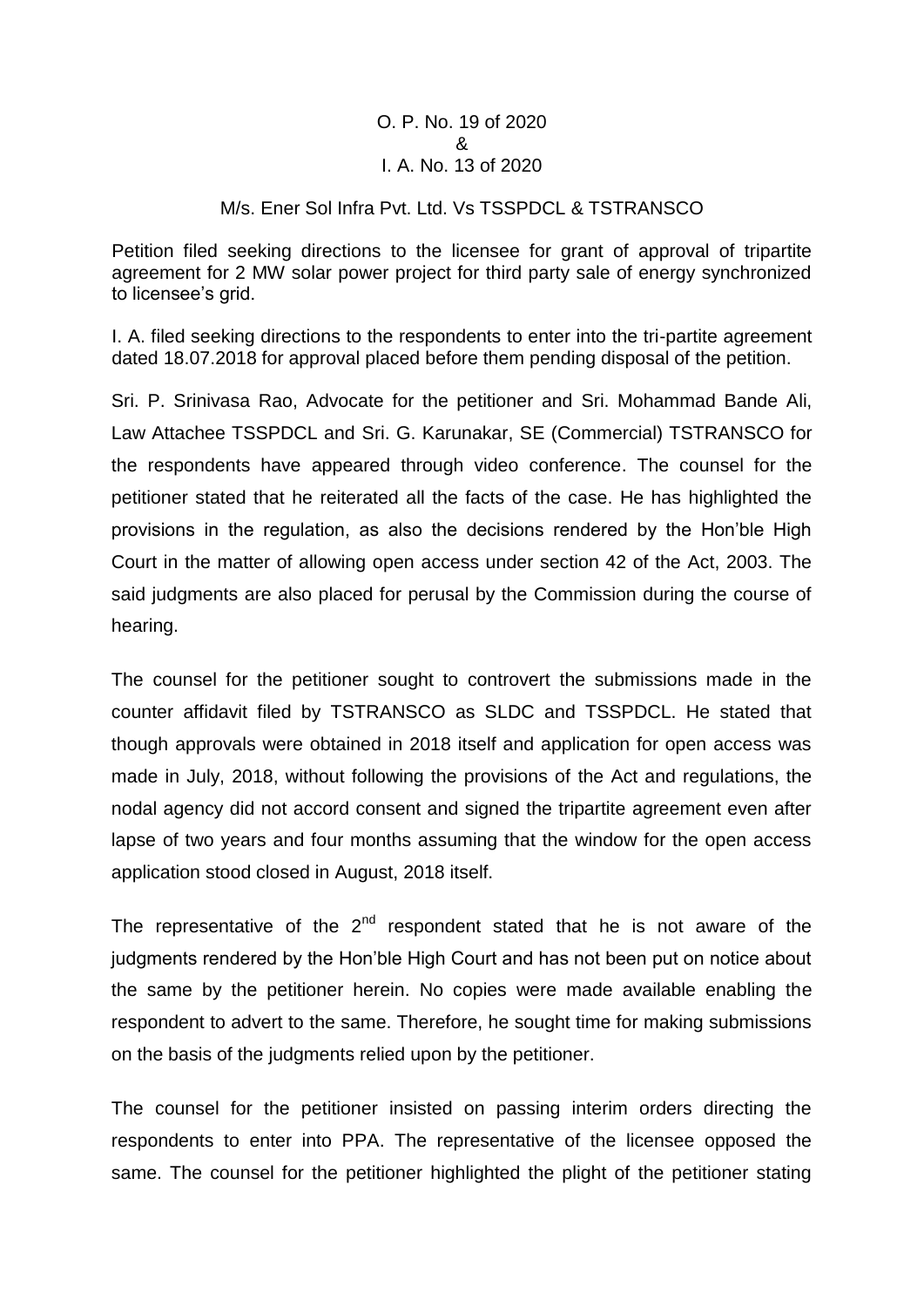O. P. No. 19 of 2020
&
I. A. No. 13 of 2020

M/s. Ener Sol Infra Pvt. Ltd. Vs TSSPDCL & TSTRANSCO

Petition filed seeking directions to the licensee for grant of approval of tripartite agreement for 2 MW solar power project for third party sale of energy synchronized to licensee's grid.

I. A. filed seeking directions to the respondents to enter into the tri-partite agreement dated 18.07.2018 for approval placed before them pending disposal of the petition.

Sri. P. Srinivasa Rao, Advocate for the petitioner and Sri. Mohammad Bande Ali, Law Attachee TSSPDCL and Sri. G. Karunakar, SE (Commercial) TSTRANSCO for the respondents have appeared through video conference. The counsel for the petitioner stated that he reiterated all the facts of the case. He has highlighted the provisions in the regulation, as also the decisions rendered by the Hon'ble High Court in the matter of allowing open access under section 42 of the Act, 2003. The said judgments are also placed for perusal by the Commission during the course of hearing.

The counsel for the petitioner sought to controvert the submissions made in the counter affidavit filed by TSTRANSCO as SLDC and TSSPDCL. He stated that though approvals were obtained in 2018 itself and application for open access was made in July, 2018, without following the provisions of the Act and regulations, the nodal agency did not accord consent and signed the tripartite agreement even after lapse of two years and four months assuming that the window for the open access application stood closed in August, 2018 itself.

The representative of the 2nd respondent stated that he is not aware of the judgments rendered by the Hon'ble High Court and has not been put on notice about the same by the petitioner herein. No copies were made available enabling the respondent to advert to the same. Therefore, he sought time for making submissions on the basis of the judgments relied upon by the petitioner.

The counsel for the petitioner insisted on passing interim orders directing the respondents to enter into PPA. The representative of the licensee opposed the same. The counsel for the petitioner highlighted the plight of the petitioner stating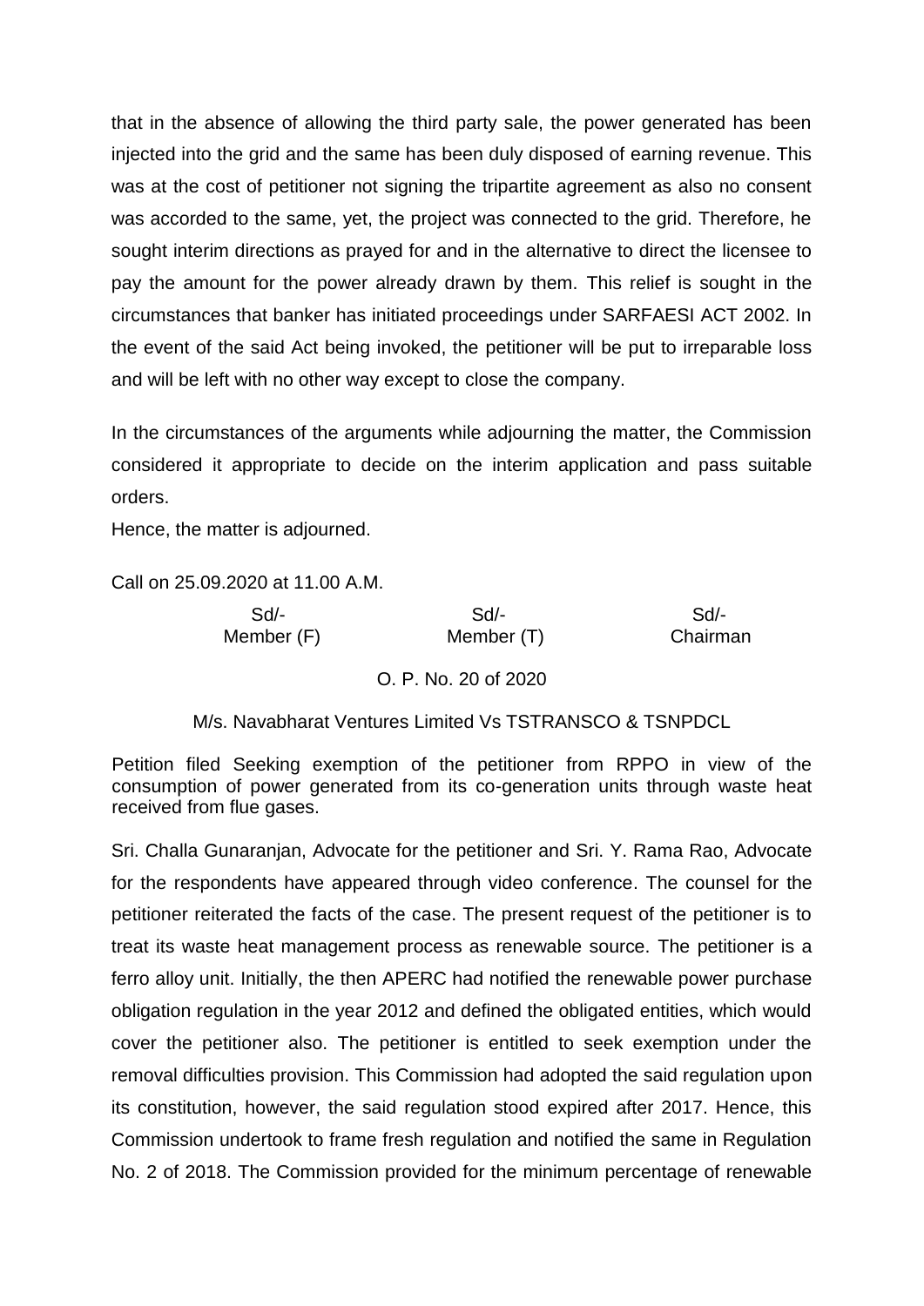that in the absence of allowing the third party sale, the power generated has been injected into the grid and the same has been duly disposed of earning revenue. This was at the cost of petitioner not signing the tripartite agreement as also no consent was accorded to the same, yet, the project was connected to the grid. Therefore, he sought interim directions as prayed for and in the alternative to direct the licensee to pay the amount for the power already drawn by them. This relief is sought in the circumstances that banker has initiated proceedings under SARFAESI ACT 2002. In the event of the said Act being invoked, the petitioner will be put to irreparable loss and will be left with no other way except to close the company.

In the circumstances of the arguments while adjourning the matter, the Commission considered it appropriate to decide on the interim application and pass suitable orders.

Hence, the matter is adjourned.

Call on 25.09.2020 at 11.00 A.M.

| Sd/- | Sd/- | Sd/- |
|---|---|---|
| Member (F) | Member (T) | Chairman |

O. P. No. 20 of 2020

M/s. Navabharat Ventures Limited Vs TSTRANSCO & TSNPDCL

Petition filed Seeking exemption of the petitioner from RPPO in view of the consumption of power generated from its co-generation units through waste heat received from flue gases.

Sri. Challa Gunaranjan, Advocate for the petitioner and Sri. Y. Rama Rao, Advocate for the respondents have appeared through video conference. The counsel for the petitioner reiterated the facts of the case. The present request of the petitioner is to treat its waste heat management process as renewable source. The petitioner is a ferro alloy unit. Initially, the then APERC had notified the renewable power purchase obligation regulation in the year 2012 and defined the obligated entities, which would cover the petitioner also. The petitioner is entitled to seek exemption under the removal difficulties provision. This Commission had adopted the said regulation upon its constitution, however, the said regulation stood expired after 2017. Hence, this Commission undertook to frame fresh regulation and notified the same in Regulation No. 2 of 2018. The Commission provided for the minimum percentage of renewable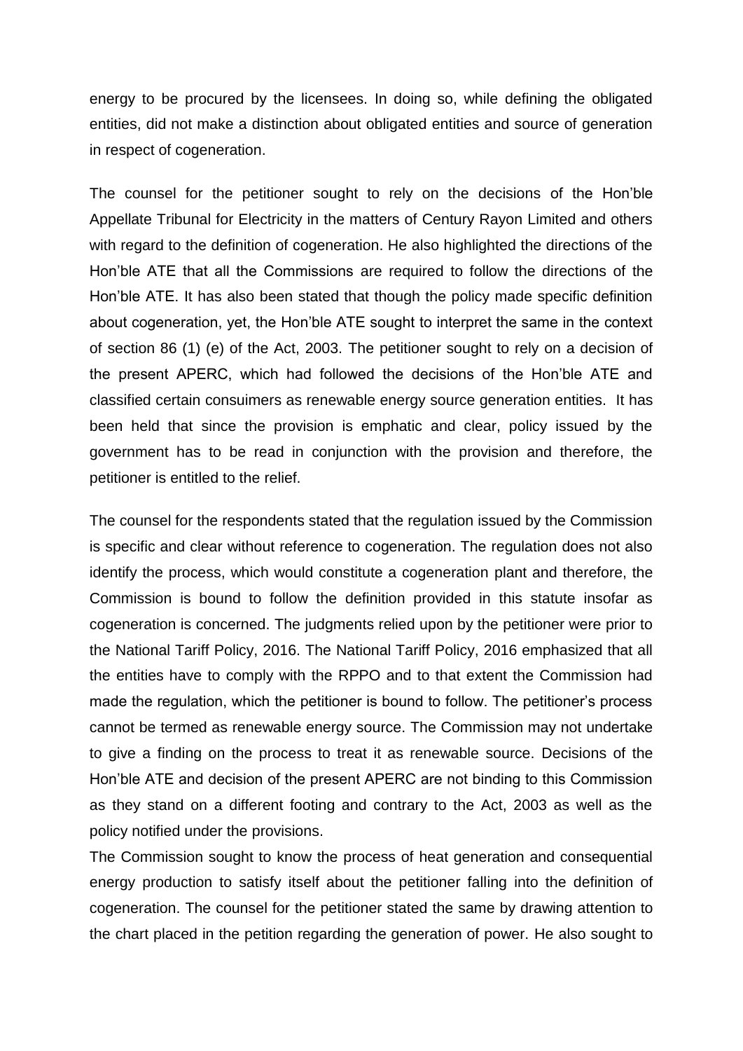energy to be procured by the licensees. In doing so, while defining the obligated entities, did not make a distinction about obligated entities and source of generation in respect of cogeneration.

The counsel for the petitioner sought to rely on the decisions of the Hon'ble Appellate Tribunal for Electricity in the matters of Century Rayon Limited and others with regard to the definition of cogeneration. He also highlighted the directions of the Hon'ble ATE that all the Commissions are required to follow the directions of the Hon'ble ATE. It has also been stated that though the policy made specific definition about cogeneration, yet, the Hon'ble ATE sought to interpret the same in the context of section 86 (1) (e) of the Act, 2003. The petitioner sought to rely on a decision of the present APERC, which had followed the decisions of the Hon'ble ATE and classified certain consuimers as renewable energy source generation entities. It has been held that since the provision is emphatic and clear, policy issued by the government has to be read in conjunction with the provision and therefore, the petitioner is entitled to the relief.

The counsel for the respondents stated that the regulation issued by the Commission is specific and clear without reference to cogeneration. The regulation does not also identify the process, which would constitute a cogeneration plant and therefore, the Commission is bound to follow the definition provided in this statute insofar as cogeneration is concerned. The judgments relied upon by the petitioner were prior to the National Tariff Policy, 2016. The National Tariff Policy, 2016 emphasized that all the entities have to comply with the RPPO and to that extent the Commission had made the regulation, which the petitioner is bound to follow. The petitioner's process cannot be termed as renewable energy source. The Commission may not undertake to give a finding on the process to treat it as renewable source. Decisions of the Hon'ble ATE and decision of the present APERC are not binding to this Commission as they stand on a different footing and contrary to the Act, 2003 as well as the policy notified under the provisions.

The Commission sought to know the process of heat generation and consequential energy production to satisfy itself about the petitioner falling into the definition of cogeneration. The counsel for the petitioner stated the same by drawing attention to the chart placed in the petition regarding the generation of power. He also sought to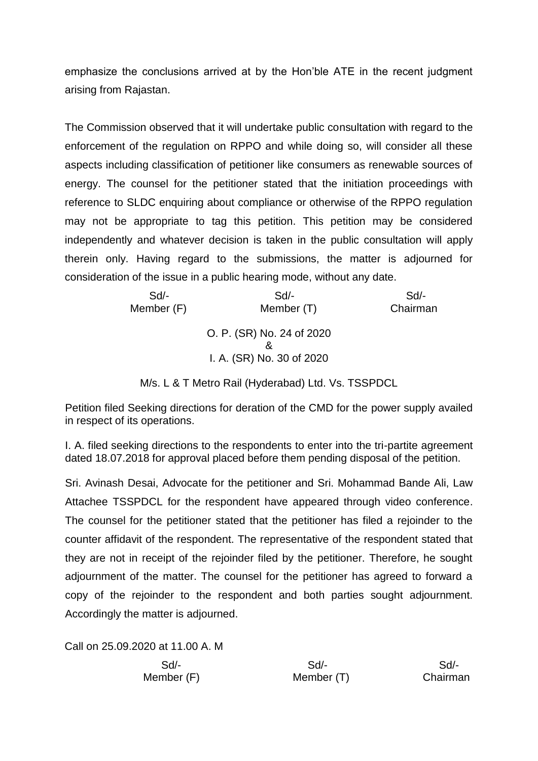emphasize the conclusions arrived at by the Hon'ble ATE in the recent judgment arising from Rajastan.

The Commission observed that it will undertake public consultation with regard to the enforcement of the regulation on RPPO and while doing so, will consider all these aspects including classification of petitioner like consumers as renewable sources of energy. The counsel for the petitioner stated that the initiation proceedings with reference to SLDC enquiring about compliance or otherwise of the RPPO regulation may not be appropriate to tag this petition. This petition may be considered independently and whatever decision is taken in the public consultation will apply therein only. Having regard to the submissions, the matter is adjourned for consideration of the issue in a public hearing mode, without any date.

| Sd/- | Sd/- | Sd/- |
|---|---|---|
| Member (F) | Member (T) | Chairman |

O. P. (SR) No. 24 of 2020
&
I. A. (SR) No. 30 of 2020

M/s. L & T Metro Rail (Hyderabad) Ltd. Vs. TSSPDCL

Petition filed Seeking directions for deration of the CMD for the power supply availed in respect of its operations.

I. A. filed seeking directions to the respondents to enter into the tri-partite agreement dated 18.07.2018 for approval placed before them pending disposal of the petition.

Sri. Avinash Desai, Advocate for the petitioner and Sri. Mohammad Bande Ali, Law Attachee TSSPDCL for the respondent have appeared through video conference. The counsel for the petitioner stated that the petitioner has filed a rejoinder to the counter affidavit of the respondent. The representative of the respondent stated that they are not in receipt of the rejoinder filed by the petitioner. Therefore, he sought adjournment of the matter. The counsel for the petitioner has agreed to forward a copy of the rejoinder to the respondent and both parties sought adjournment. Accordingly the matter is adjourned.

Call on 25.09.2020 at 11.00 A. M

| Sd/- | Sd/- | Sd/- |
|---|---|---|
| Member (F) | Member (T) | Chairman |